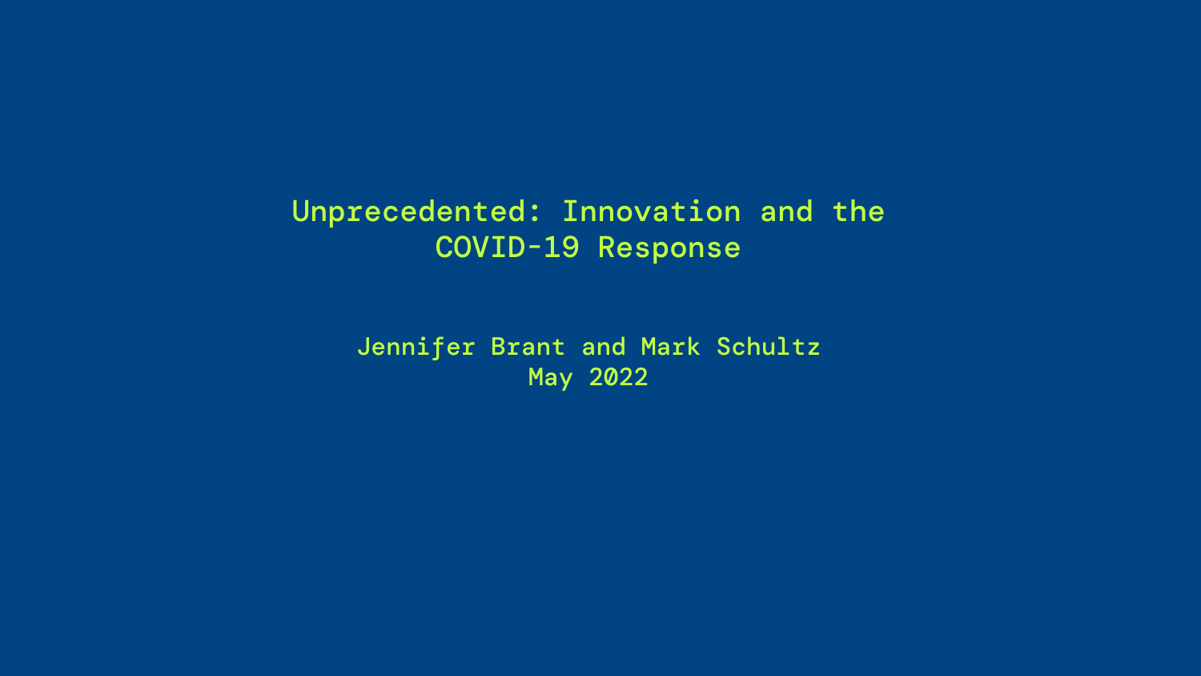# Unprecedented: Innovation and the COVID-19 Response

Jennifer Brant and Mark Schultz

May 2022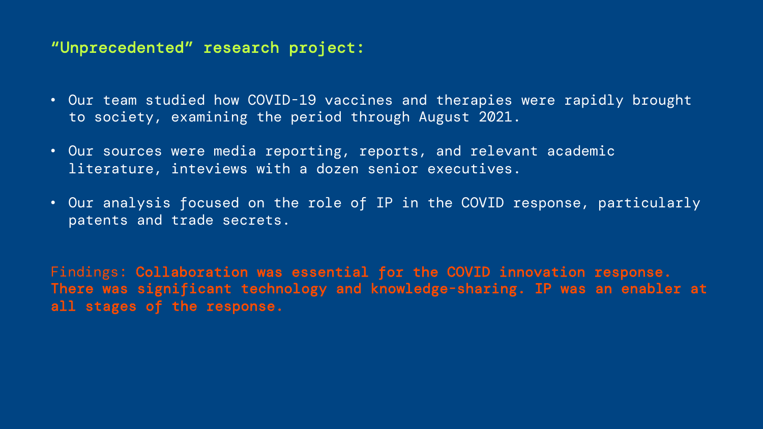## "Unprecedented" research project:

- Our team studied how COVID-19 vaccines and therapies were rapidly brought to society, examining the period through August 2021.
- Our sources were media reporting, reports, and relevant academic literature, inteviews with a dozen senior executives.
- Our analysis focused on the role of IP in the COVID response, particularly patents and trade secrets.

Findings: **Collaboration was essential for the COVID innovation response. There was significant technology and knowledge-sharing. IP was an enabler at all stages of the response.**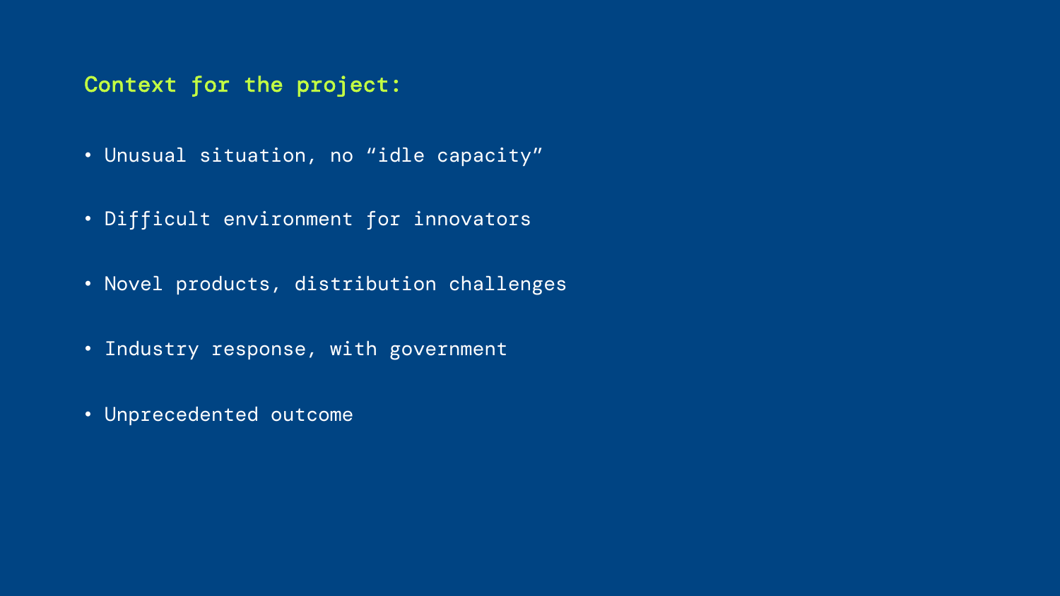## Context for the project:

- Unusual situation, no “idle capacity”
- Difficult environment for innovators
- Novel products, distribution challenges
- Industry response, with government
- Unprecedented outcome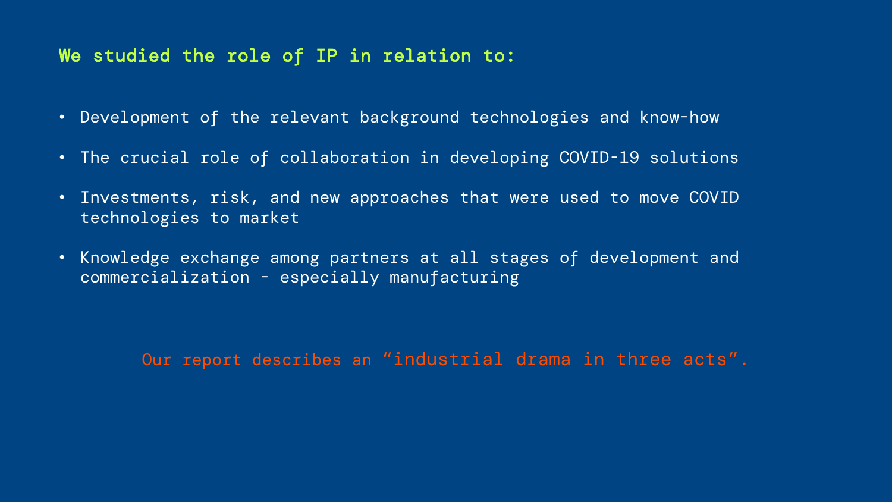## We studied the role of IP in relation to:

- Development of the relevant background technologies and know-how
- The crucial role of collaboration in developing COVID-19 solutions
- Investments, risk, and new approaches that were used to move COVID technologies to market
- Knowledge exchange among partners at all stages of development and commercialization – especially manufacturing

Our report describes an "industrial drama in three acts".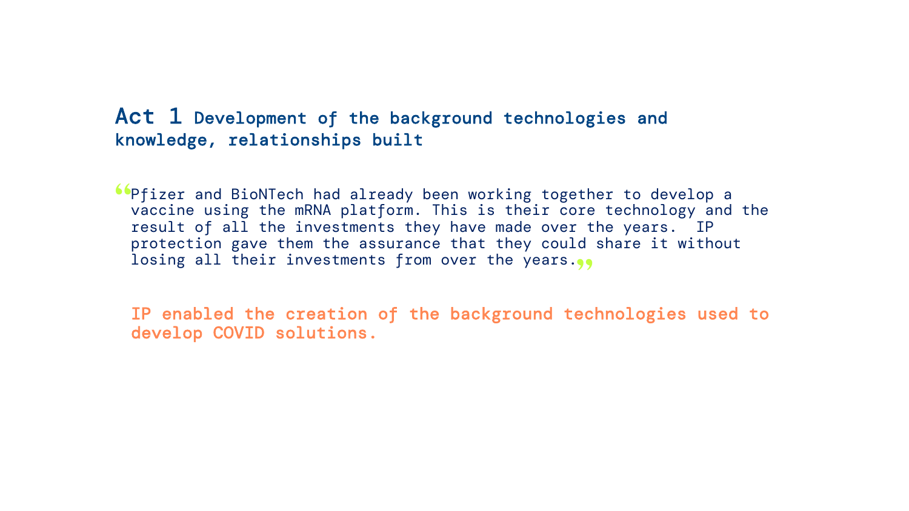## Act 1 Development of the background technologies and knowledge, relationships built

> "Pfizer and BioNTech had already been working together to develop a vaccine using the mRNA platform. This is their core technology and the result of all the investments they have made over the years. IP protection gave them the assurance that they could share it without losing all their investments from over the years."

**IP enabled the creation of the background technologies used to develop COVID solutions.**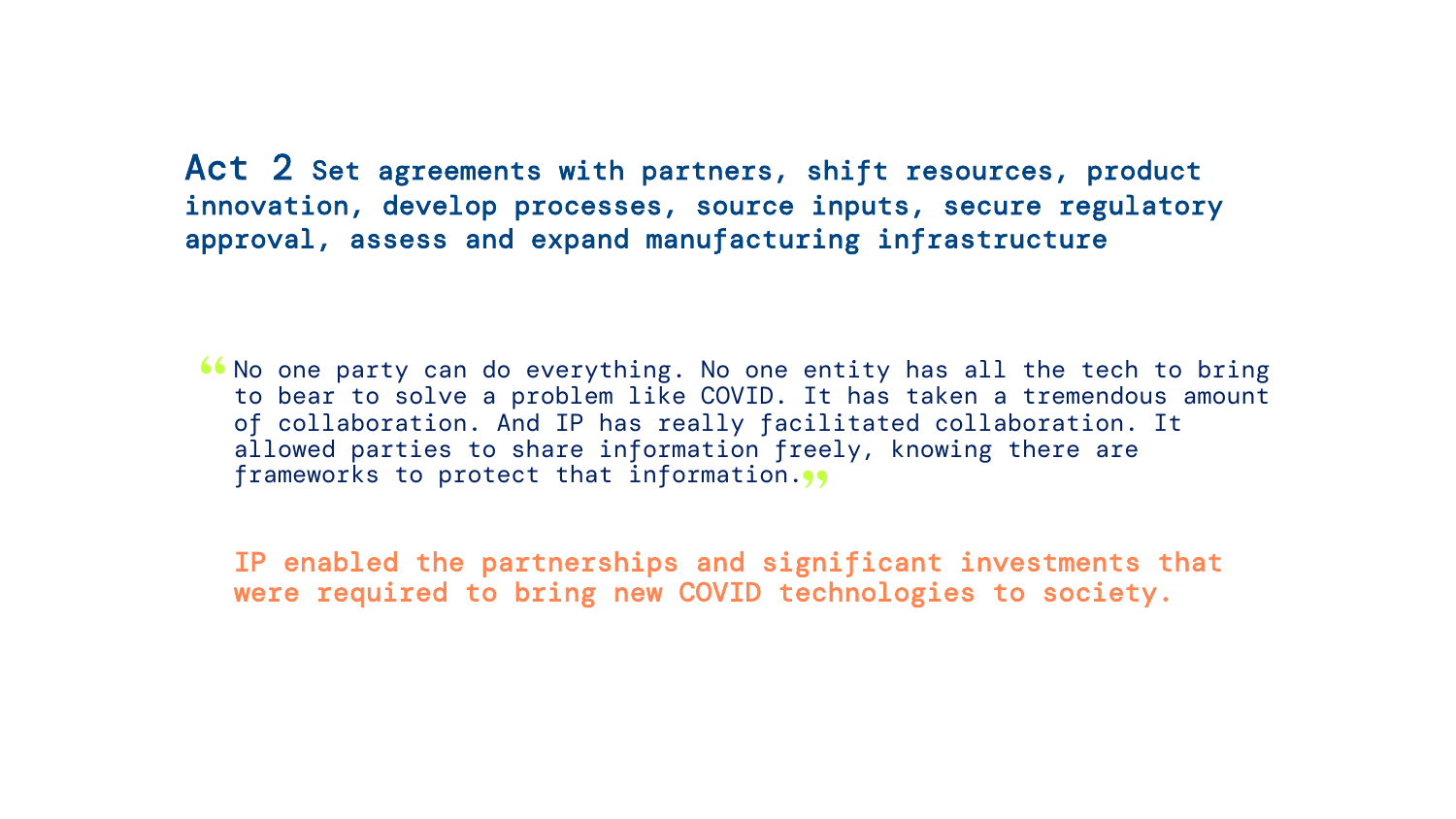## **Act 2** Set agreements with partners, shift resources, product innovation, develop processes, source inputs, secure regulatory approval, assess and expand manufacturing infrastructure

> "No one party can do everything. No one entity has all the tech to bring to bear to solve a problem like COVID. It has taken a tremendous amount of collaboration. And IP has really facilitated collaboration. It allowed parties to share information freely, knowing there are frameworks to protect that information."

**IP enabled the partnerships and significant investments that were required to bring new COVID technologies to society.**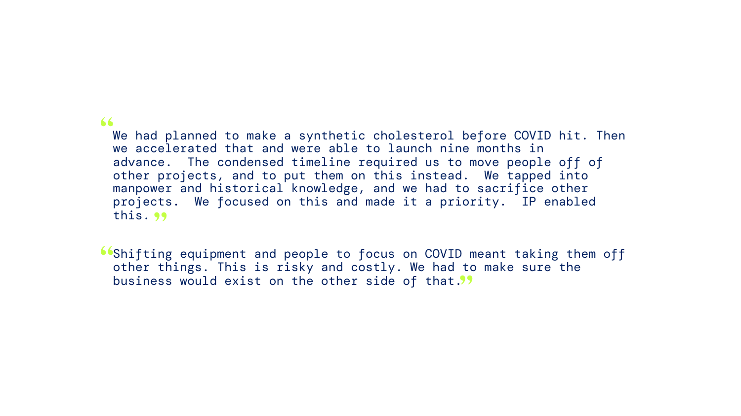> "We had planned to make a synthetic cholesterol before COVID hit. Then we accelerated that and were able to launch nine months in advance. The condensed timeline required us to move people off of other projects, and to put them on this instead. We tapped into manpower and historical knowledge, and we had to sacrifice other projects. We focused on this and made it a priority. IP enabled this."

> "Shifting equipment and people to focus on COVID meant taking them off other things. This is risky and costly. We had to make sure the business would exist on the other side of that."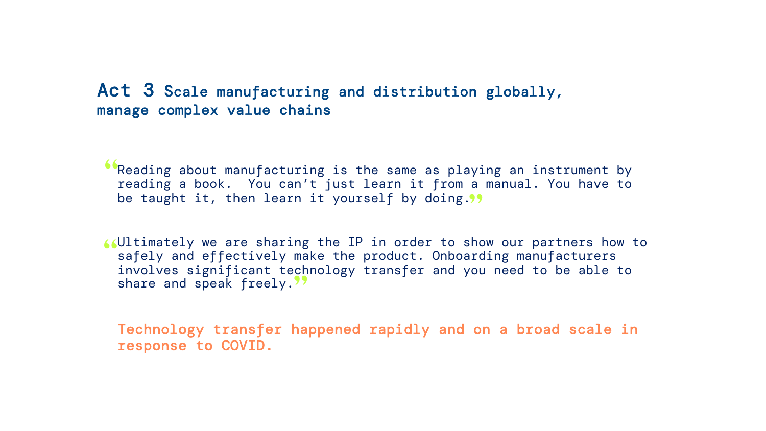## **Act 3** Scale manufacturing and distribution globally, manage complex value chains

> “Reading about manufacturing is the same as playing an instrument by reading a book. You can’t just learn it from a manual. You have to be taught it, then learn it yourself by doing.”

> “Ultimately we are sharing the IP in order to show our partners how to safely and effectively make the product. Onboarding manufacturers involves significant technology transfer and you need to be able to share and speak freely.”

**Technology transfer happened rapidly and on a broad scale in response to COVID.**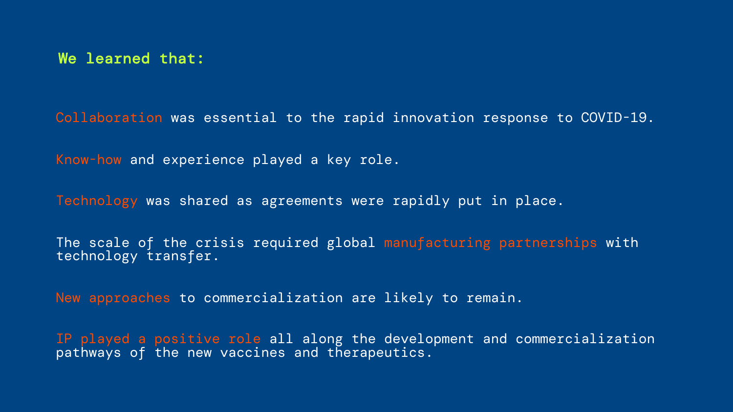## We learned that:

**Collaboration** was essential to the rapid innovation response to COVID-19.

**Know-how** and experience played a key role.

**Technology** was shared as agreements were rapidly put in place.

The scale of the crisis required global **manufacturing partnerships** with technology transfer.

**New approaches** to commercialization are likely to remain.

**IP played a positive role** all along the development and commercialization pathways of the new vaccines and therapeutics.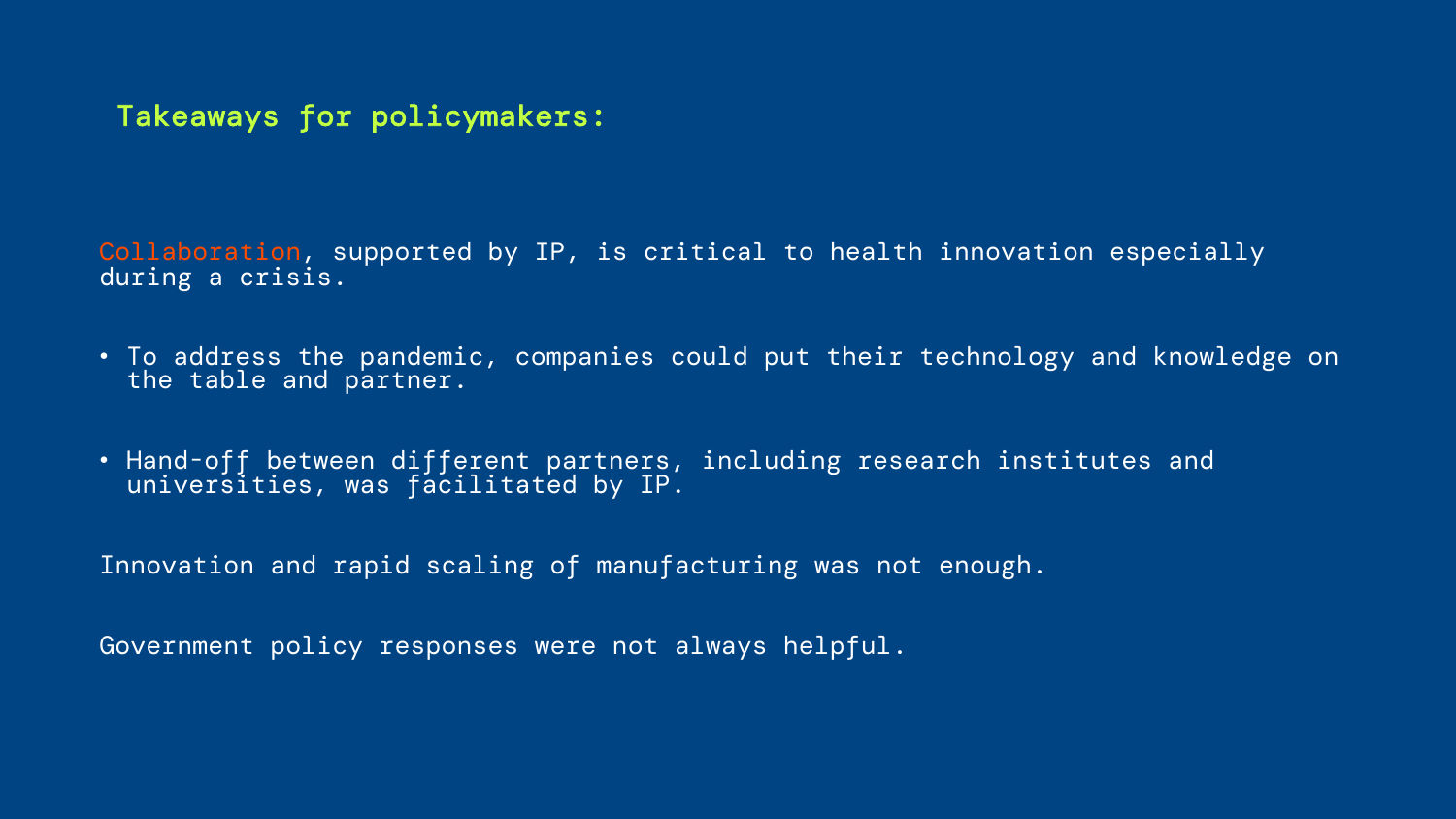## Takeaways for policymakers:

Collaboration, supported by IP, is critical to health innovation especially during a crisis.

- To address the pandemic, companies could put their technology and knowledge on the table and partner.
- Hand-off between different partners, including research institutes and universities, was facilitated by IP.

Innovation and rapid scaling of manufacturing was not enough.

Government policy responses were not always helpful.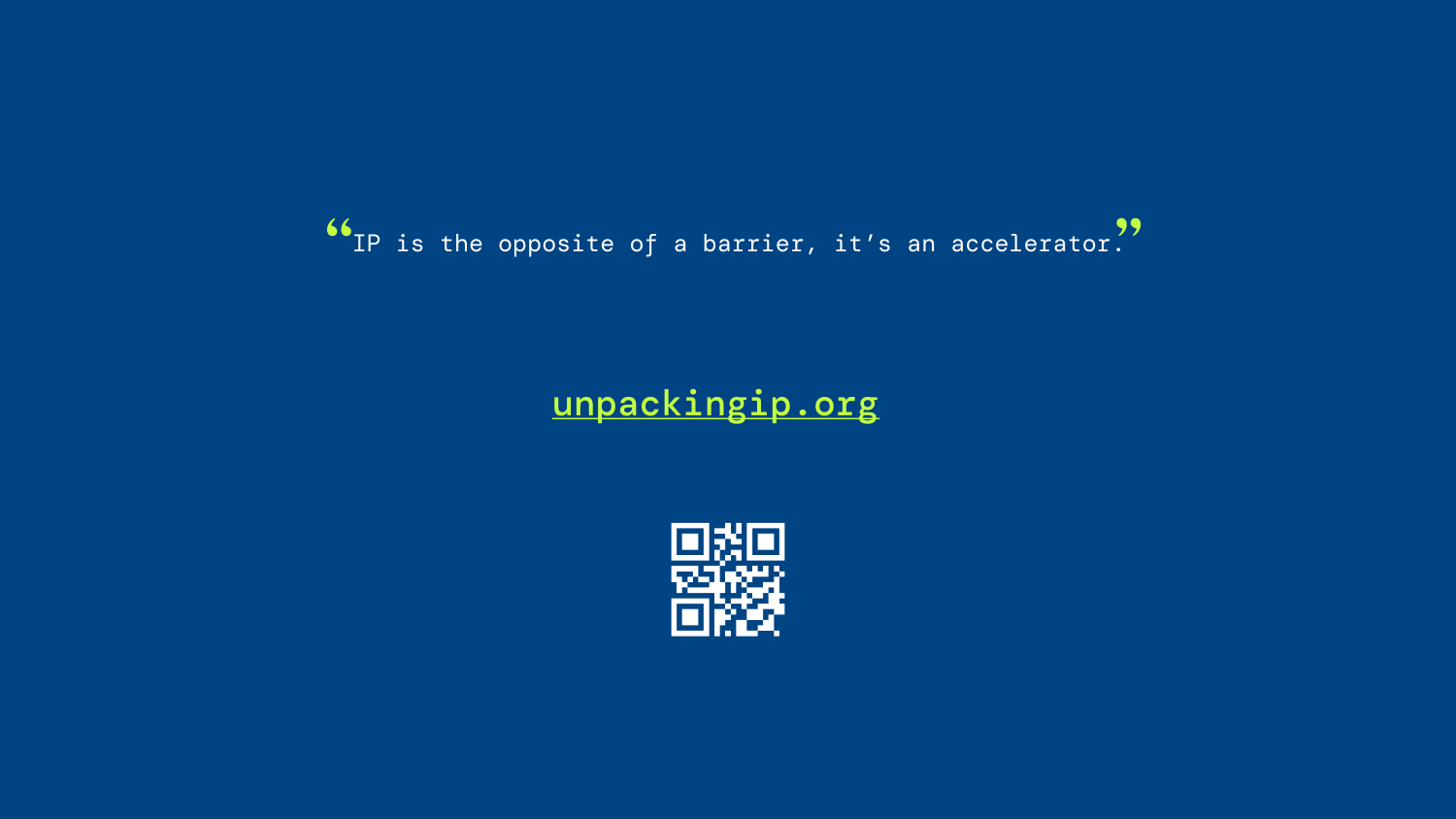"IP is the opposite of a barrier, it's an accelerator."

unpackingip.org